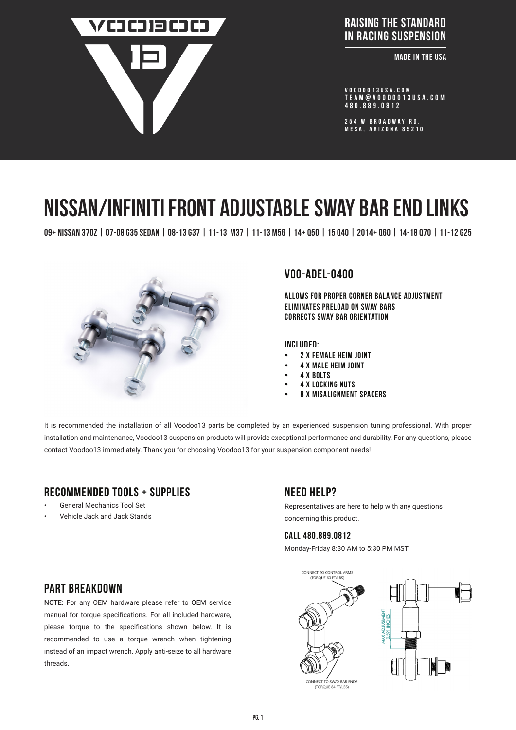RAISING THE STANDARD IN RACING SUSPENSION

MADE IN THE USA

VOODOO13USA.COM
TEAM@VOODOO13USA.COM
480.889.0812

254 W BROADWAY RD.
MESA, ARIZONA 85210

# NISSAN/INFINITI FRONT ADJUSTABLE SWAY BAR END LINKS

09+ NISSAN 370Z | 07-08 G35 SEDAN | 08-13 G37 | 11-13 M37 | 11-13 M56 | 14+ Q50 | 15 Q40 | 2014+ Q60 | 14-18 Q70 | 11-12 G25

## VOO-ADEL-0400

ALLOWS FOR PROPER CORNER BALANCE ADJUSTMENT
ELIMINATES PRELOAD ON SWAY BARS
CORRECTS SWAY BAR ORIENTATION

### INCLUDED:

- 2 X FEMALE HEIM JOINT
- 4 X MALE HEIM JOINT
- 4 X BOLTS
- 4 X LOCKING NUTS
- 8 X MISALIGNMENT SPACERS

It is recommended the installation of all Voodoo13 parts be completed by an experienced suspension tuning professional. With proper installation and maintenance, Voodoo13 suspension products will provide exceptional performance and durability. For any questions, please contact Voodoo13 immediately. Thank you for choosing Voodoo13 for your suspension component needs!

## RECOMMENDED TOOLS + SUPPLIES

- General Mechanics Tool Set
- Vehicle Jack and Jack Stands

## NEED HELP?

Representatives are here to help with any questions concerning this product.

### CALL 480.889.0812

Monday-Friday 8:30 AM to 5:30 PM MST

## PART BREAKDOWN

**NOTE:** For any OEM hardware please refer to OEM service manual for torque specifications. For all included hardware, please torque to the specifications shown below. It is recommended to use a torque wrench when tightening instead of an impact wrench. Apply anti-seize to all hardware threads.

CONNECT TO CONTROL ARMS (TORQUE 60 FT/LBS)

MAX ADJUSTMENT 0.591 INCHES

CONNECT TO SWAY BAR ENDS (TORQUE 84 FT/LBS)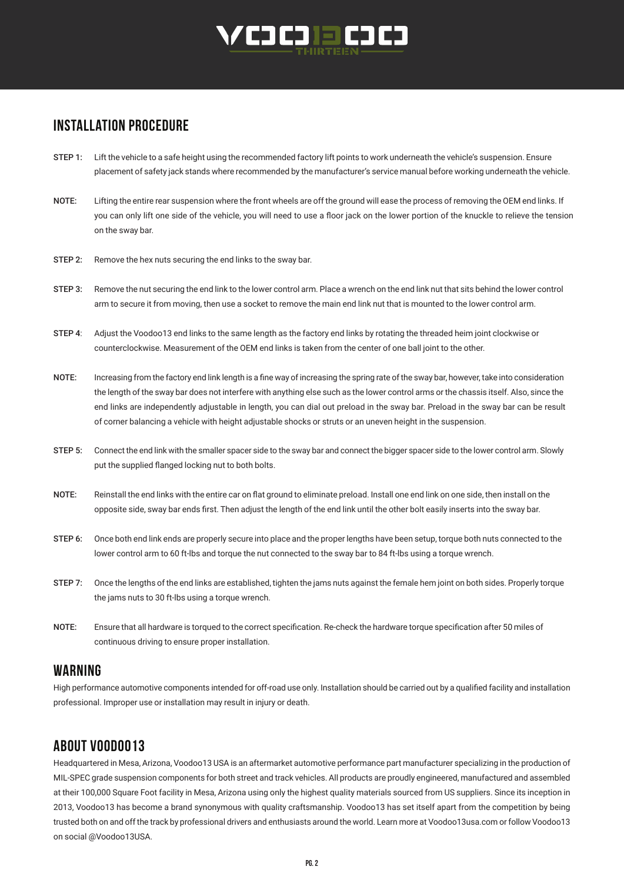## INSTALLATION PROCEDURE

**STEP 1:** Lift the vehicle to a safe height using the recommended factory lift points to work underneath the vehicle's suspension. Ensure placement of safety jack stands where recommended by the manufacturer's service manual before working underneath the vehicle.

**NOTE:** Lifting the entire rear suspension where the front wheels are off the ground will ease the process of removing the OEM end links. If you can only lift one side of the vehicle, you will need to use a floor jack on the lower portion of the knuckle to relieve the tension on the sway bar.

**STEP 2:** Remove the hex nuts securing the end links to the sway bar.

**STEP 3:** Remove the nut securing the end link to the lower control arm. Place a wrench on the end link nut that sits behind the lower control arm to secure it from moving, then use a socket to remove the main end link nut that is mounted to the lower control arm.

**STEP 4:** Adjust the Voodoo13 end links to the same length as the factory end links by rotating the threaded heim joint clockwise or counterclockwise. Measurement of the OEM end links is taken from the center of one ball joint to the other.

**NOTE:** Increasing from the factory end link length is a fine way of increasing the spring rate of the sway bar, however, take into consideration the length of the sway bar does not interfere with anything else such as the lower control arms or the chassis itself. Also, since the end links are independently adjustable in length, you can dial out preload in the sway bar. Preload in the sway bar can be result of corner balancing a vehicle with height adjustable shocks or struts or an uneven height in the suspension.

**STEP 5:** Connect the end link with the smaller spacer side to the sway bar and connect the bigger spacer side to the lower control arm. Slowly put the supplied flanged locking nut to both bolts.

**NOTE:** Reinstall the end links with the entire car on flat ground to eliminate preload. Install one end link on one side, then install on the opposite side, sway bar ends first. Then adjust the length of the end link until the other bolt easily inserts into the sway bar.

**STEP 6:** Once both end link ends are properly secure into place and the proper lengths have been setup, torque both nuts connected to the lower control arm to 60 ft-lbs and torque the nut connected to the sway bar to 84 ft-lbs using a torque wrench.

**STEP 7:** Once the lengths of the end links are established, tighten the jams nuts against the female hem joint on both sides. Properly torque the jams nuts to 30 ft-lbs using a torque wrench.

**NOTE:** Ensure that all hardware is torqued to the correct specification. Re-check the hardware torque specification after 50 miles of continuous driving to ensure proper installation.

## WARNING

High performance automotive components intended for off-road use only. Installation should be carried out by a qualified facility and installation professional. Improper use or installation may result in injury or death.

## ABOUT VOODOO13

Headquartered in Mesa, Arizona, Voodoo13 USA is an aftermarket automotive performance part manufacturer specializing in the production of MIL-SPEC grade suspension components for both street and track vehicles. All products are proudly engineered, manufactured and assembled at their 100,000 Square Foot facility in Mesa, Arizona using only the highest quality materials sourced from US suppliers. Since its inception in 2013, Voodoo13 has become a brand synonymous with quality craftsmanship. Voodoo13 has set itself apart from the competition by being trusted both on and off the track by professional drivers and enthusiasts around the world. Learn more at Voodoo13usa.com or follow Voodoo13 on social @Voodoo13USA.